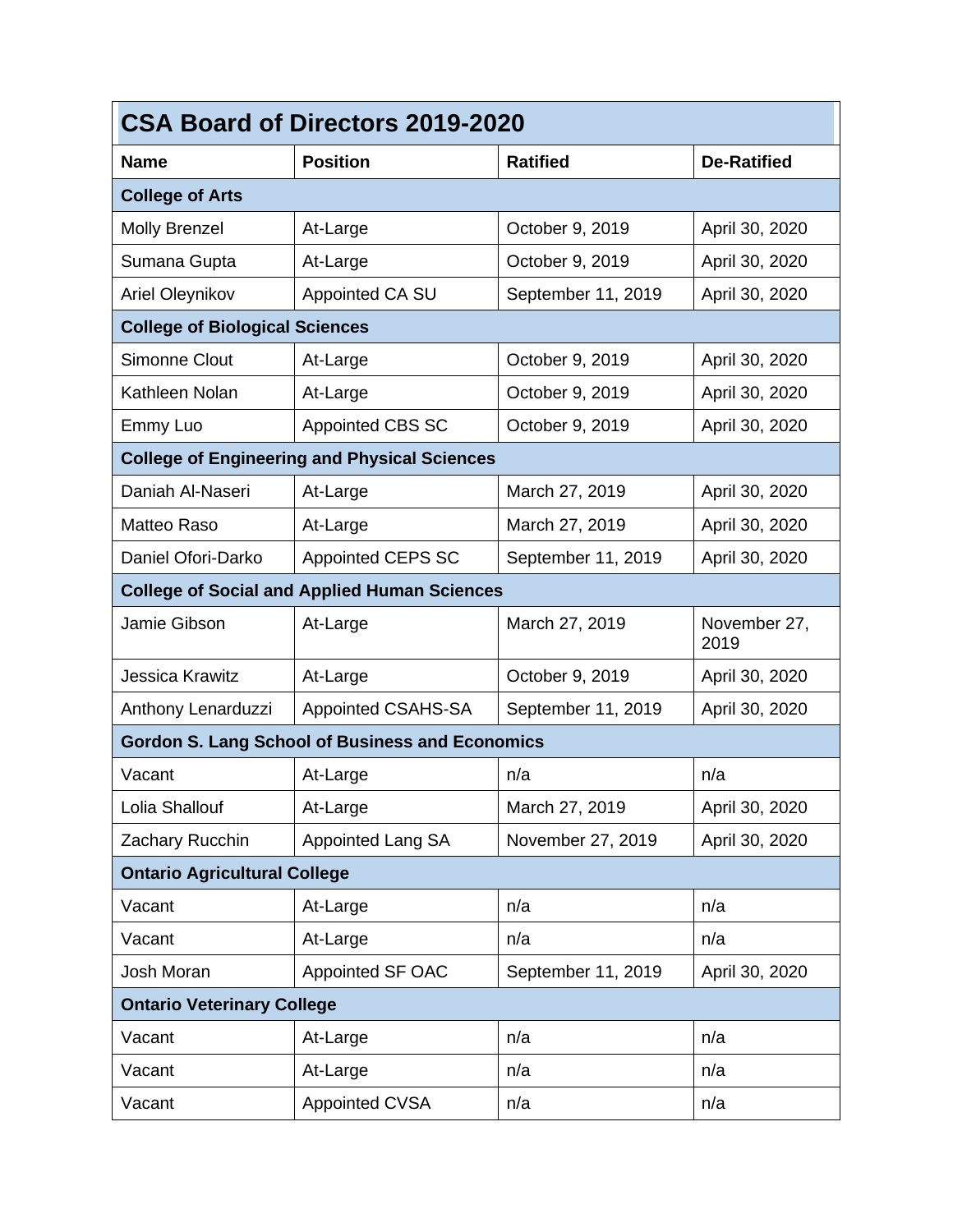## CSA Board of Directors 2019-2020

| Name | Position | Ratified | De-Ratified |
|---|---|---|---|
| **College of Arts** | | | |
| Molly Brenzel | At-Large | October 9, 2019 | April 30, 2020 |
| Sumana Gupta | At-Large | October 9, 2019 | April 30, 2020 |
| Ariel Oleynikov | Appointed CA SU | September 11, 2019 | April 30, 2020 |
| **College of Biological Sciences** | | | |
| Simonne Clout | At-Large | October 9, 2019 | April 30, 2020 |
| Kathleen Nolan | At-Large | October 9, 2019 | April 30, 2020 |
| Emmy Luo | Appointed CBS SC | October 9, 2019 | April 30, 2020 |
| **College of Engineering and Physical Sciences** | | | |
| Daniah Al-Naseri | At-Large | March 27, 2019 | April 30, 2020 |
| Matteo Raso | At-Large | March 27, 2019 | April 30, 2020 |
| Daniel Ofori-Darko | Appointed CEPS SC | September 11, 2019 | April 30, 2020 |
| **College of Social and Applied Human Sciences** | | | |
| Jamie Gibson | At-Large | March 27, 2019 | November 27, 2019 |
| Jessica Krawitz | At-Large | October 9, 2019 | April 30, 2020 |
| Anthony Lenarduzzi | Appointed CSAHS-SA | September 11, 2019 | April 30, 2020 |
| **Gordon S. Lang School of Business and Economics** | | | |
| Vacant | At-Large | n/a | n/a |
| Lolia Shallouf | At-Large | March 27, 2019 | April 30, 2020 |
| Zachary Rucchin | Appointed Lang SA | November 27, 2019 | April 30, 2020 |
| **Ontario Agricultural College** | | | |
| Vacant | At-Large | n/a | n/a |
| Vacant | At-Large | n/a | n/a |
| Josh Moran | Appointed SF OAC | September 11, 2019 | April 30, 2020 |
| **Ontario Veterinary College** | | | |
| Vacant | At-Large | n/a | n/a |
| Vacant | At-Large | n/a | n/a |
| Vacant | Appointed CVSA | n/a | n/a |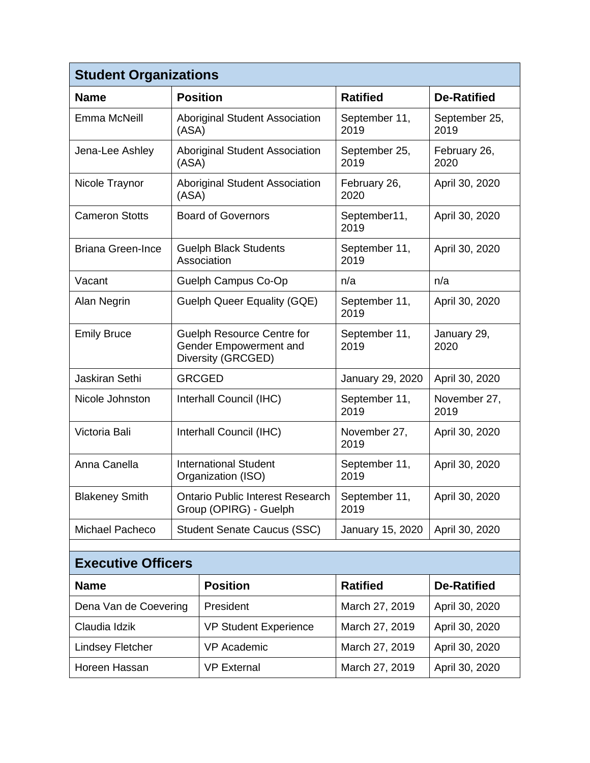## Student Organizations

| Name | Position | Ratified | De-Ratified |
|---|---|---|---|
| Emma McNeill | Aboriginal Student Association (ASA) | September 11, 2019 | September 25, 2019 |
| Jena-Lee Ashley | Aboriginal Student Association (ASA) | September 25, 2019 | February 26, 2020 |
| Nicole Traynor | Aboriginal Student Association (ASA) | February 26, 2020 | April 30, 2020 |
| Cameron Stotts | Board of Governors | September11, 2019 | April 30, 2020 |
| Briana Green-Ince | Guelph Black Students Association | September 11, 2019 | April 30, 2020 |
| Vacant | Guelph Campus Co-Op | n/a | n/a |
| Alan Negrin | Guelph Queer Equality (GQE) | September 11, 2019 | April 30, 2020 |
| Emily Bruce | Guelph Resource Centre for Gender Empowerment and Diversity (GRCGED) | September 11, 2019 | January 29, 2020 |
| Jaskiran Sethi | GRCGED | January 29, 2020 | April 30, 2020 |
| Nicole Johnston | Interhall Council (IHC) | September 11, 2019 | November 27, 2019 |
| Victoria Bali | Interhall Council (IHC) | November 27, 2019 | April 30, 2020 |
| Anna Canella | International Student Organization (ISO) | September 11, 2019 | April 30, 2020 |
| Blakeney Smith | Ontario Public Interest Research Group (OPIRG) - Guelph | September 11, 2019 | April 30, 2020 |
| Michael Pacheco | Student Senate Caucus (SSC) | January 15, 2020 | April 30, 2020 |

## Executive Officers

| Name | Position | Ratified | De-Ratified |
|---|---|---|---|
| Dena Van de Coevering | President | March 27, 2019 | April 30, 2020 |
| Claudia Idzik | VP Student Experience | March 27, 2019 | April 30, 2020 |
| Lindsey Fletcher | VP Academic | March 27, 2019 | April 30, 2020 |
| Horeen Hassan | VP External | March 27, 2019 | April 30, 2020 |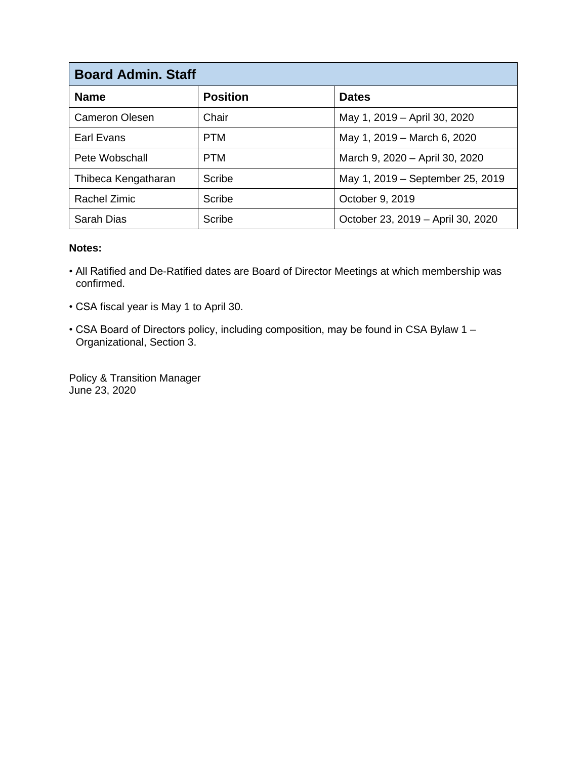| Board Admin. Staff | | |
| --- | --- | --- |
| **Name** | **Position** | **Dates** |
| Cameron Olesen | Chair | May 1, 2019 – April 30, 2020 |
| Earl Evans | PTM | May 1, 2019 – March 6, 2020 |
| Pete Wobschall | PTM | March 9, 2020 – April 30, 2020 |
| Thibeca Kengatharan | Scribe | May 1, 2019 – September 25, 2019 |
| Rachel Zimic | Scribe | October 9, 2019 |
| Sarah Dias | Scribe | October 23, 2019 – April 30, 2020 |

**Notes:**

- All Ratified and De-Ratified dates are Board of Director Meetings at which membership was confirmed.
- CSA fiscal year is May 1 to April 30.
- CSA Board of Directors policy, including composition, may be found in CSA Bylaw 1 – Organizational, Section 3.

Policy & Transition Manager
June 23, 2020